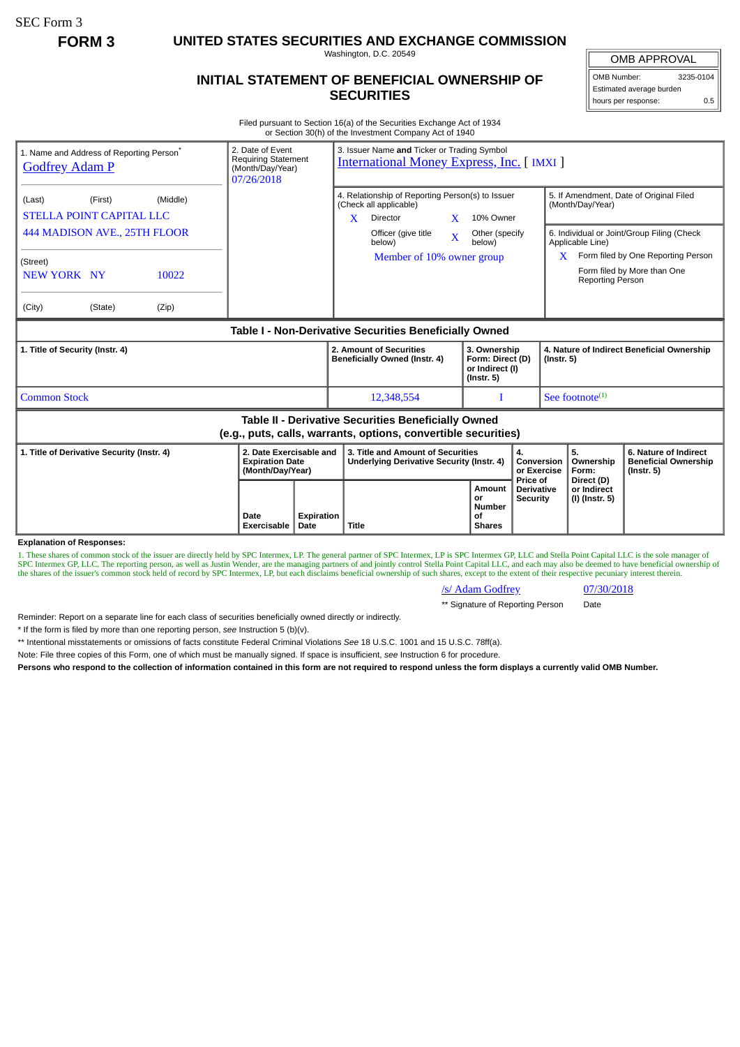SEC Form 3

**FORM 3**

# UNITED STATES SECURITIES AND EXCHANGE COMMISSION

Washington, D.C. 20549

## INITIAL STATEMENT OF BENEFICIAL OWNERSHIP OF SECURITIES

| OMB APPROVAL | |
|---|---|
| OMB Number: | 3235-0104 |
| Estimated average burden | |
| hours per response: | 0.5 |

Filed pursuant to Section 16(a) of the Securities Exchange Act of 1934 or Section 30(h) of the Investment Company Act of 1940

**1. Name and Address of Reporting Person***

Godfrey Adam P

(Last) (First) (Middle)

STELLA POINT CAPITAL LLC
444 MADISON AVE., 25TH FLOOR

(Street)

NEW YORK NY 10022

(City) (State) (Zip)

**2. Date of Event Requiring Statement (Month/Day/Year)**

07/26/2018

**3. Issuer Name and Ticker or Trading Symbol**

International Money Express, Inc. [ IMXI ]

**4. Relationship of Reporting Person(s) to Issuer (Check all applicable)**

- X Director
- X 10% Owner
- Officer (give title below)
- X Other (specify below)

Member of 10% owner group

**5. If Amendment, Date of Original Filed (Month/Day/Year)**

**6. Individual or Joint/Group Filing (Check Applicable Line)**

- X Form filed by One Reporting Person
- Form filed by More than One Reporting Person

**Table I - Non-Derivative Securities Beneficially Owned**

| 1. Title of Security (Instr. 4) | 2. Amount of Securities Beneficially Owned (Instr. 4) | 3. Ownership Form: Direct (D) or Indirect (I) (Instr. 5) | 4. Nature of Indirect Beneficial Ownership (Instr. 5) |
|---|---|---|---|
| Common Stock | 12,348,554 | I | See footnote[1] |

**Table II - Derivative Securities Beneficially Owned (e.g., puts, calls, warrants, options, convertible securities)**

| 1. Title of Derivative Security (Instr. 4) | 2. Date Exercisable and Expiration Date (Month/Day/Year) | | 3. Title and Amount of Securities Underlying Derivative Security (Instr. 4) | | 4. Conversion or Exercise Price of Derivative Security | 5. Ownership Form: Direct (D) or Indirect (I) (Instr. 5) | 6. Nature of Indirect Beneficial Ownership (Instr. 5) |
|---|---|---|---|---|---|---|---|
| | Date Exercisable | Expiration Date | Title | Amount or Number of Shares | | | |

**Explanation of Responses:**

1. These shares of common stock of the issuer are directly held by SPC Intermex, LP. The general partner of SPC Intermex, LP is SPC Intermex GP, LLC and Stella Point Capital LLC is the sole manager of SPC Intermex GP, LLC. The reporting person, as well as Justin Wender, are the managing partners of and jointly control Stella Point Capital LLC, and each may also be deemed to have beneficial ownership of the shares of the issuer's common stock held of record by SPC Intermex, LP, but each disclaims beneficial ownership of such shares, except to the extent of their respective pecuniary interest therein.

/s/ Adam Godfrey 07/30/2018

** Signature of Reporting Person Date

Reminder: Report on a separate line for each class of securities beneficially owned directly or indirectly.

* If the form is filed by more than one reporting person, *see* Instruction 5 (b)(v).

** Intentional misstatements or omissions of facts constitute Federal Criminal Violations *See* 18 U.S.C. 1001 and 15 U.S.C. 78ff(a).

Note: File three copies of this Form, one of which must be manually signed. If space is insufficient, *see* Instruction 6 for procedure.

**Persons who respond to the collection of information contained in this form are not required to respond unless the form displays a currently valid OMB Number.**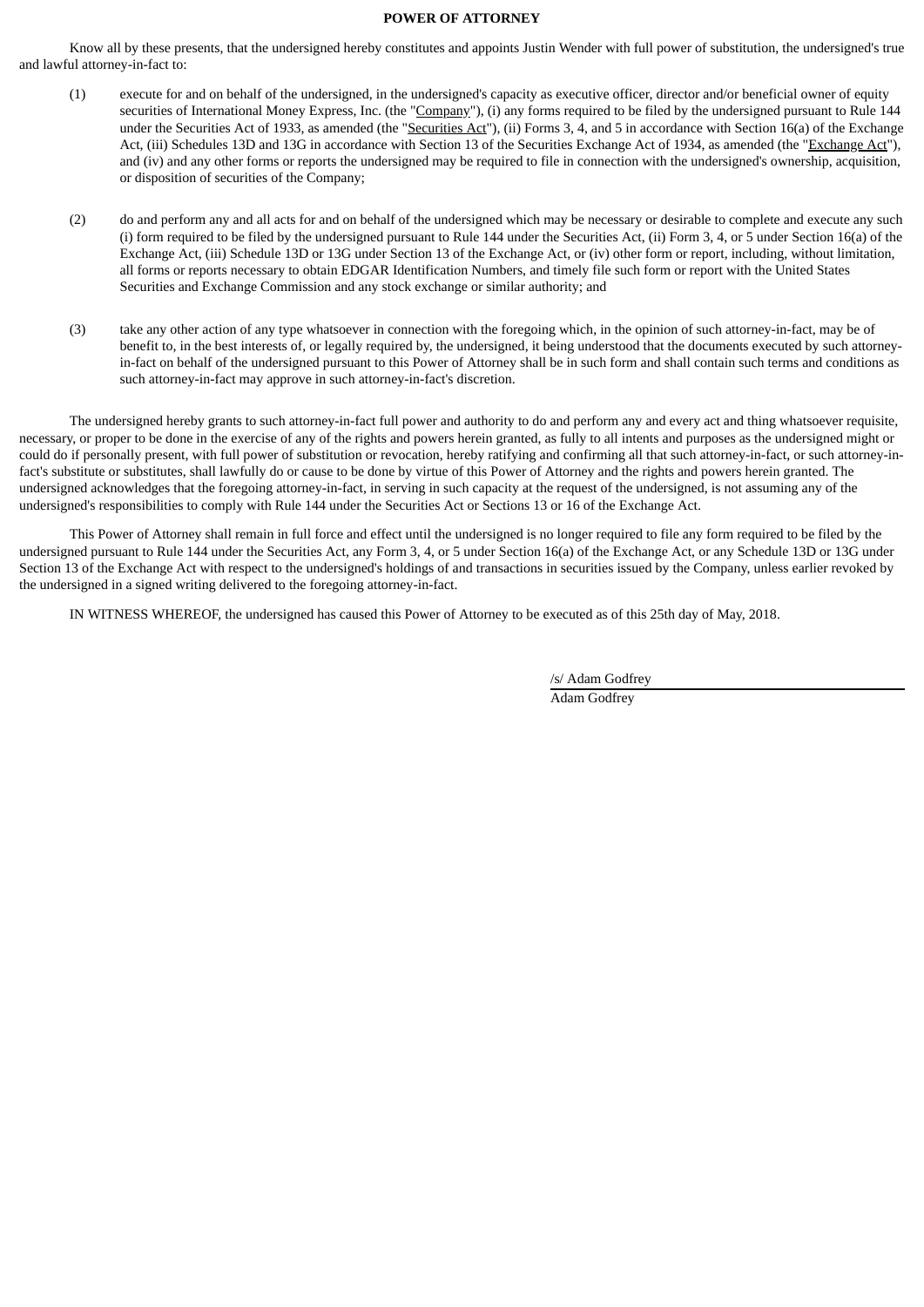**POWER OF ATTORNEY**

Know all by these presents, that the undersigned hereby constitutes and appoints Justin Wender with full power of substitution, the undersigned's true and lawful attorney-in-fact to:

(1) execute for and on behalf of the undersigned, in the undersigned's capacity as executive officer, director and/or beneficial owner of equity securities of International Money Express, Inc. (the "Company"), (i) any forms required to be filed by the undersigned pursuant to Rule 144 under the Securities Act of 1933, as amended (the "Securities Act"), (ii) Forms 3, 4, and 5 in accordance with Section 16(a) of the Exchange Act, (iii) Schedules 13D and 13G in accordance with Section 13 of the Securities Exchange Act of 1934, as amended (the "Exchange Act"), and (iv) and any other forms or reports the undersigned may be required to file in connection with the undersigned's ownership, acquisition, or disposition of securities of the Company;

(2) do and perform any and all acts for and on behalf of the undersigned which may be necessary or desirable to complete and execute any such (i) form required to be filed by the undersigned pursuant to Rule 144 under the Securities Act, (ii) Form 3, 4, or 5 under Section 16(a) of the Exchange Act, (iii) Schedule 13D or 13G under Section 13 of the Exchange Act, or (iv) other form or report, including, without limitation, all forms or reports necessary to obtain EDGAR Identification Numbers, and timely file such form or report with the United States Securities and Exchange Commission and any stock exchange or similar authority; and

(3) take any other action of any type whatsoever in connection with the foregoing which, in the opinion of such attorney-in-fact, may be of benefit to, in the best interests of, or legally required by, the undersigned, it being understood that the documents executed by such attorney-in-fact on behalf of the undersigned pursuant to this Power of Attorney shall be in such form and shall contain such terms and conditions as such attorney-in-fact may approve in such attorney-in-fact's discretion.

The undersigned hereby grants to such attorney-in-fact full power and authority to do and perform any and every act and thing whatsoever requisite, necessary, or proper to be done in the exercise of any of the rights and powers herein granted, as fully to all intents and purposes as the undersigned might or could do if personally present, with full power of substitution or revocation, hereby ratifying and confirming all that such attorney-in-fact, or such attorney-in-fact's substitute or substitutes, shall lawfully do or cause to be done by virtue of this Power of Attorney and the rights and powers herein granted. The undersigned acknowledges that the foregoing attorney-in-fact, in serving in such capacity at the request of the undersigned, is not assuming any of the undersigned's responsibilities to comply with Rule 144 under the Securities Act or Sections 13 or 16 of the Exchange Act.

This Power of Attorney shall remain in full force and effect until the undersigned is no longer required to file any form required to be filed by the undersigned pursuant to Rule 144 under the Securities Act, any Form 3, 4, or 5 under Section 16(a) of the Exchange Act, or any Schedule 13D or 13G under Section 13 of the Exchange Act with respect to the undersigned's holdings of and transactions in securities issued by the Company, unless earlier revoked by the undersigned in a signed writing delivered to the foregoing attorney-in-fact.

IN WITNESS WHEREOF, the undersigned has caused this Power of Attorney to be executed as of this 25th day of May, 2018.

/s/ Adam Godfrey
Adam Godfrey